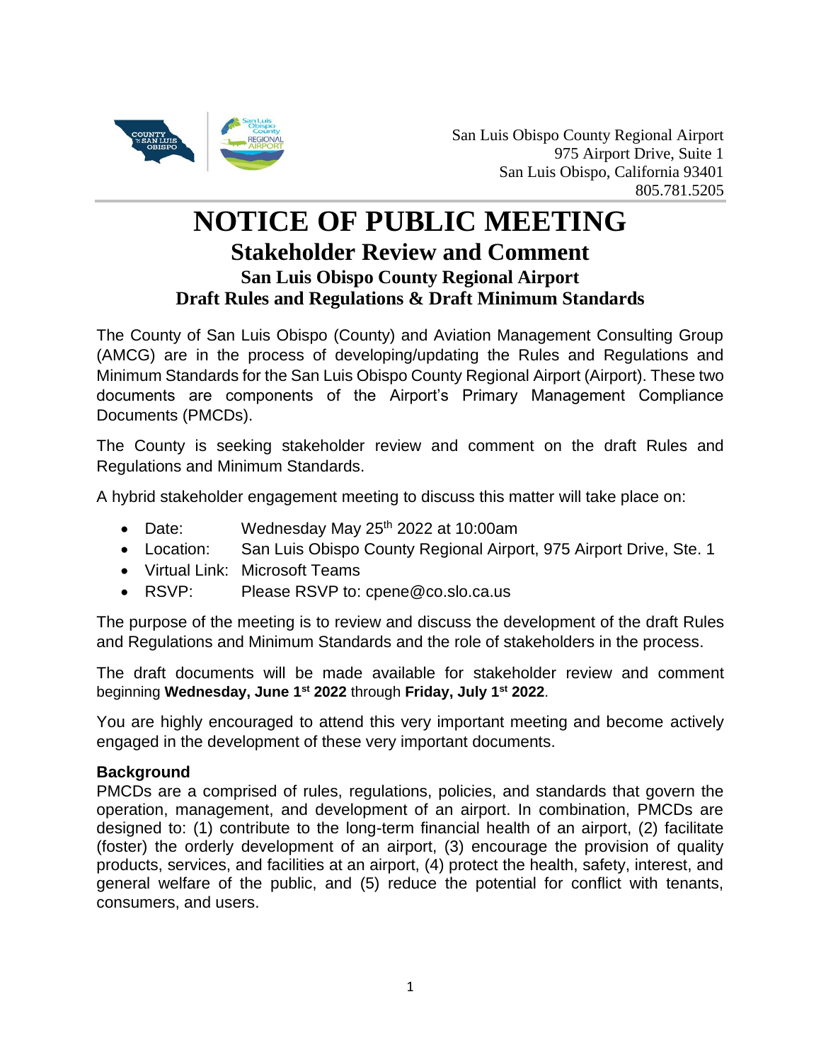San Luis Obispo County Regional Airport
975 Airport Drive, Suite 1
San Luis Obispo, California 93401
805.781.5205

# NOTICE OF PUBLIC MEETING

## Stakeholder Review and Comment

### San Luis Obispo County Regional Airport
### Draft Rules and Regulations & Draft Minimum Standards

The County of San Luis Obispo (County) and Aviation Management Consulting Group (AMCG) are in the process of developing/updating the Rules and Regulations and Minimum Standards for the San Luis Obispo County Regional Airport (Airport). These two documents are components of the Airport's Primary Management Compliance Documents (PMCDs).

The County is seeking stakeholder review and comment on the draft Rules and Regulations and Minimum Standards.

A hybrid stakeholder engagement meeting to discuss this matter will take place on:

- Date: Wednesday May 25th 2022 at 10:00am
- Location: San Luis Obispo County Regional Airport, 975 Airport Drive, Ste. 1
- Virtual Link: Microsoft Teams
- RSVP: Please RSVP to: cpene@co.slo.ca.us

The purpose of the meeting is to review and discuss the development of the draft Rules and Regulations and Minimum Standards and the role of stakeholders in the process.

The draft documents will be made available for stakeholder review and comment beginning **Wednesday, June 1st 2022** through **Friday, July 1st 2022**.

You are highly encouraged to attend this very important meeting and become actively engaged in the development of these very important documents.

**Background**

PMCDs are a comprised of rules, regulations, policies, and standards that govern the operation, management, and development of an airport. In combination, PMCDs are designed to: (1) contribute to the long-term financial health of an airport, (2) facilitate (foster) the orderly development of an airport, (3) encourage the provision of quality products, services, and facilities at an airport, (4) protect the health, safety, interest, and general welfare of the public, and (5) reduce the potential for conflict with tenants, consumers, and users.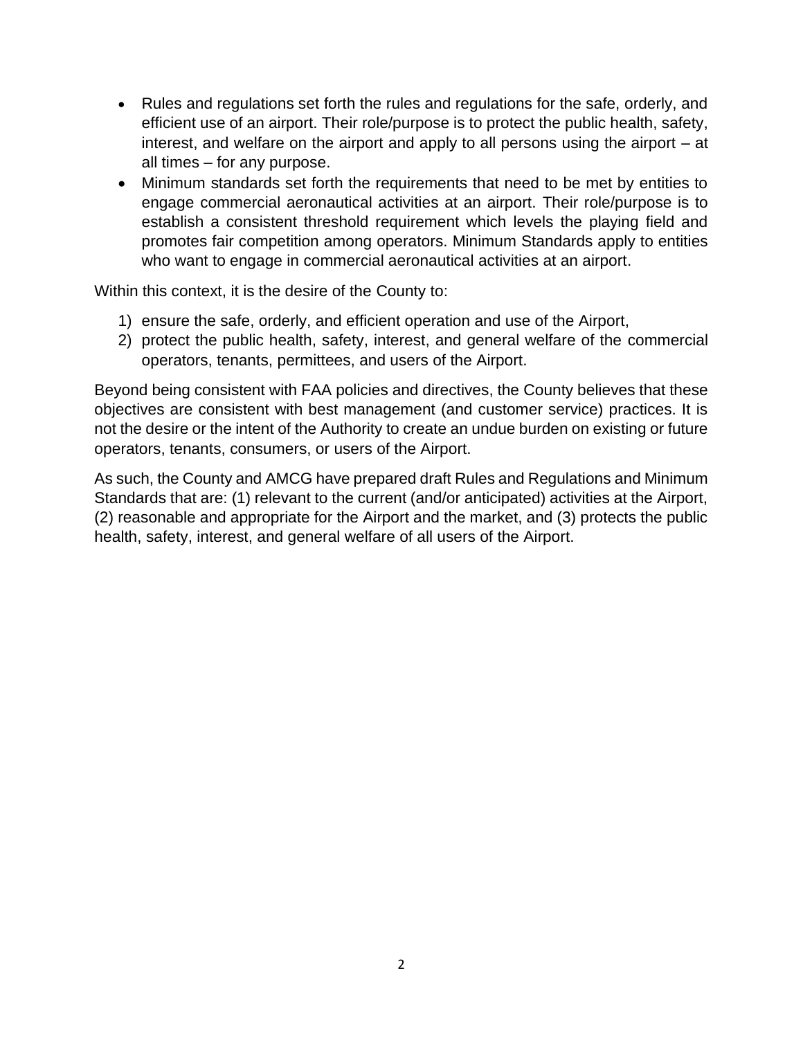- Rules and regulations set forth the rules and regulations for the safe, orderly, and efficient use of an airport. Their role/purpose is to protect the public health, safety, interest, and welfare on the airport and apply to all persons using the airport – at all times – for any purpose.
- Minimum standards set forth the requirements that need to be met by entities to engage commercial aeronautical activities at an airport. Their role/purpose is to establish a consistent threshold requirement which levels the playing field and promotes fair competition among operators. Minimum Standards apply to entities who want to engage in commercial aeronautical activities at an airport.

Within this context, it is the desire of the County to:

1) ensure the safe, orderly, and efficient operation and use of the Airport,
2) protect the public health, safety, interest, and general welfare of the commercial operators, tenants, permittees, and users of the Airport.

Beyond being consistent with FAA policies and directives, the County believes that these objectives are consistent with best management (and customer service) practices. It is not the desire or the intent of the Authority to create an undue burden on existing or future operators, tenants, consumers, or users of the Airport.

As such, the County and AMCG have prepared draft Rules and Regulations and Minimum Standards that are: (1) relevant to the current (and/or anticipated) activities at the Airport, (2) reasonable and appropriate for the Airport and the market, and (3) protects the public health, safety, interest, and general welfare of all users of the Airport.